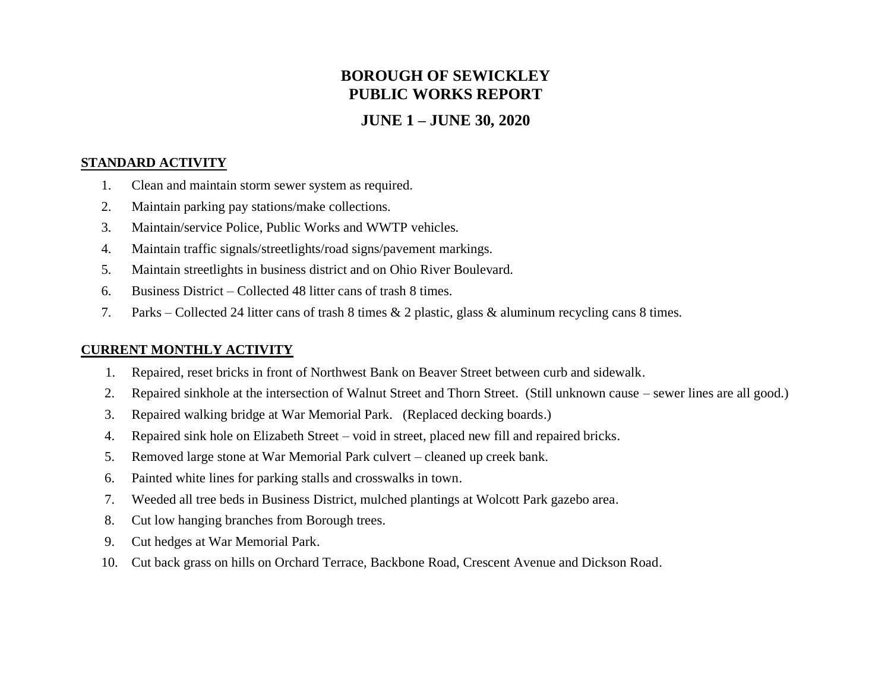# BOROUGH OF SEWICKLEY
# PUBLIC WORKS REPORT

## JUNE 1 – JUNE 30, 2020

**STANDARD ACTIVITY**

1. Clean and maintain storm sewer system as required.
2. Maintain parking pay stations/make collections.
3. Maintain/service Police, Public Works and WWTP vehicles.
4. Maintain traffic signals/streetlights/road signs/pavement markings.
5. Maintain streetlights in business district and on Ohio River Boulevard.
6. Business District – Collected 48 litter cans of trash 8 times.
7. Parks – Collected 24 litter cans of trash 8 times & 2 plastic, glass & aluminum recycling cans 8 times.

**CURRENT MONTHLY ACTIVITY**

1. Repaired, reset bricks in front of Northwest Bank on Beaver Street between curb and sidewalk.
2. Repaired sinkhole at the intersection of Walnut Street and Thorn Street. (Still unknown cause – sewer lines are all good.)
3. Repaired walking bridge at War Memorial Park. (Replaced decking boards.)
4. Repaired sink hole on Elizabeth Street – void in street, placed new fill and repaired bricks.
5. Removed large stone at War Memorial Park culvert – cleaned up creek bank.
6. Painted white lines for parking stalls and crosswalks in town.
7. Weeded all tree beds in Business District, mulched plantings at Wolcott Park gazebo area.
8. Cut low hanging branches from Borough trees.
9. Cut hedges at War Memorial Park.
10. Cut back grass on hills on Orchard Terrace, Backbone Road, Crescent Avenue and Dickson Road.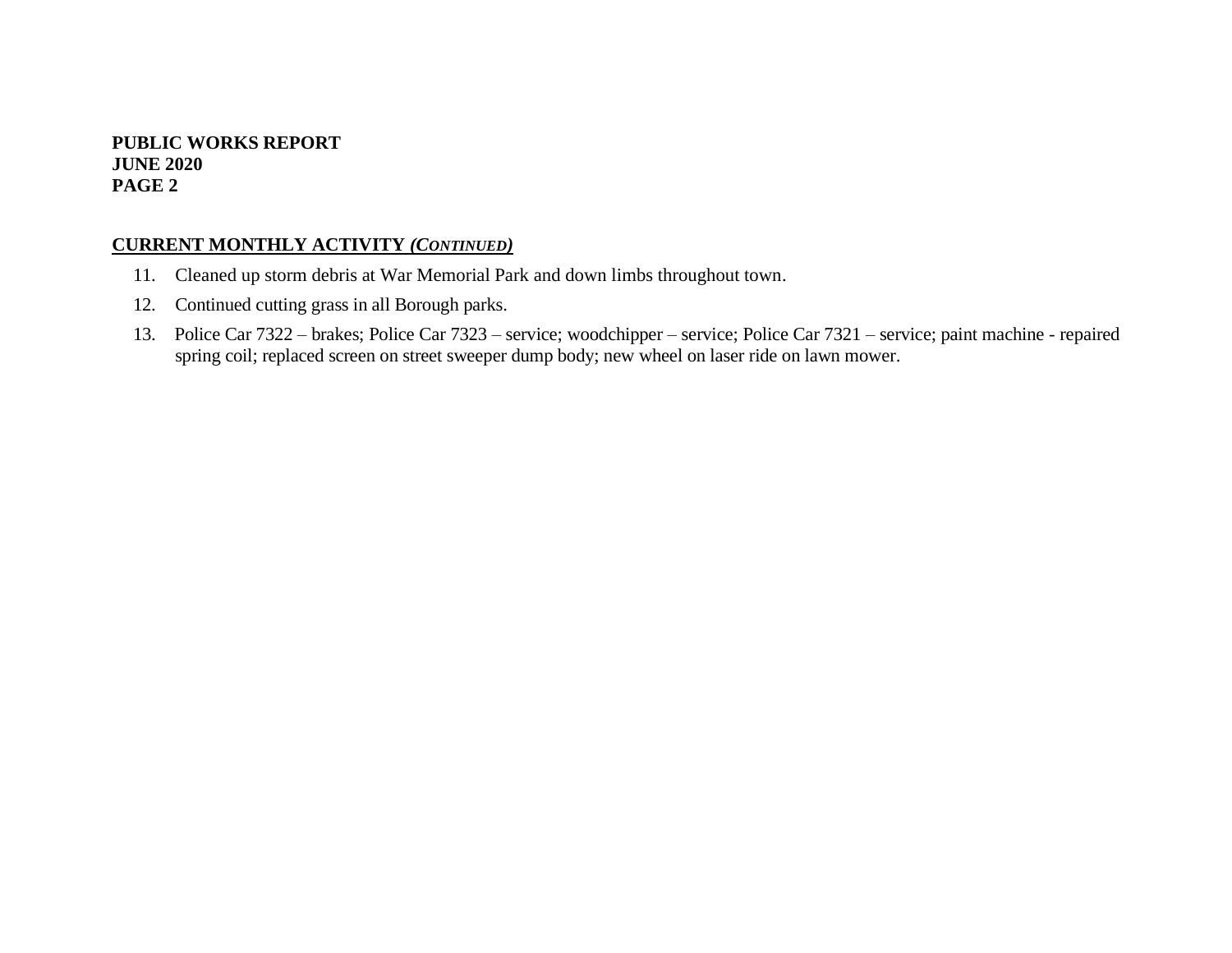**PUBLIC WORKS REPORT**
**JUNE 2020**
**PAGE 2**

## CURRENT MONTHLY ACTIVITY *(CONTINUED)*

11. Cleaned up storm debris at War Memorial Park and down limbs throughout town.
12. Continued cutting grass in all Borough parks.
13. Police Car 7322 – brakes; Police Car 7323 – service; woodchipper – service; Police Car 7321 – service; paint machine - repaired spring coil; replaced screen on street sweeper dump body; new wheel on laser ride on lawn mower.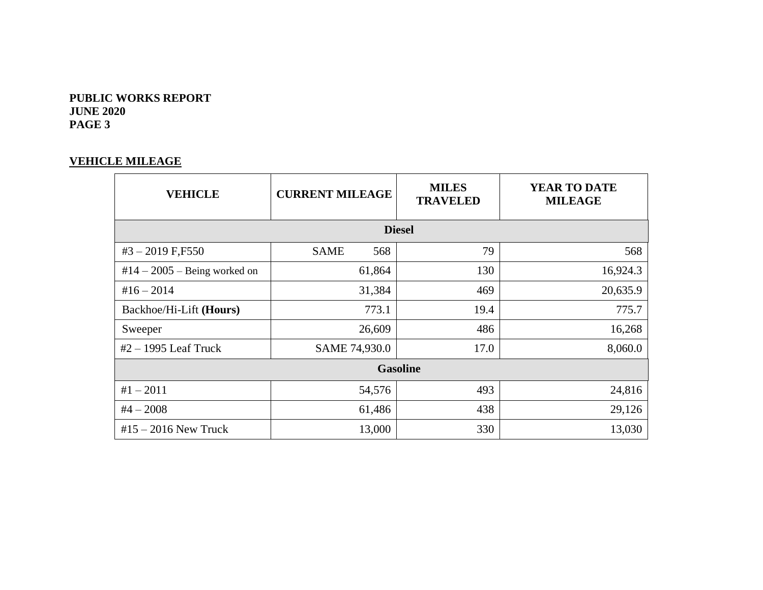**PUBLIC WORKS REPORT**
**JUNE 2020**
**PAGE 3**

**VEHICLE MILEAGE**

| VEHICLE | CURRENT MILEAGE | MILES TRAVELED | YEAR TO DATE MILEAGE |
|---|---|---|---|
| **Diesel** | | | |
| #3 – 2019 F,F550 | SAME 568 | 79 | 568 |
| #14 – 2005 – Being worked on | 61,864 | 130 | 16,924.3 |
| #16 – 2014 | 31,384 | 469 | 20,635.9 |
| Backhoe/Hi-Lift **(Hours)** | 773.1 | 19.4 | 775.7 |
| Sweeper | 26,609 | 486 | 16,268 |
| #2 – 1995 Leaf Truck | SAME 74,930.0 | 17.0 | 8,060.0 |
| **Gasoline** | | | |
| #1 – 2011 | 54,576 | 493 | 24,816 |
| #4 – 2008 | 61,486 | 438 | 29,126 |
| #15 – 2016 New Truck | 13,000 | 330 | 13,030 |